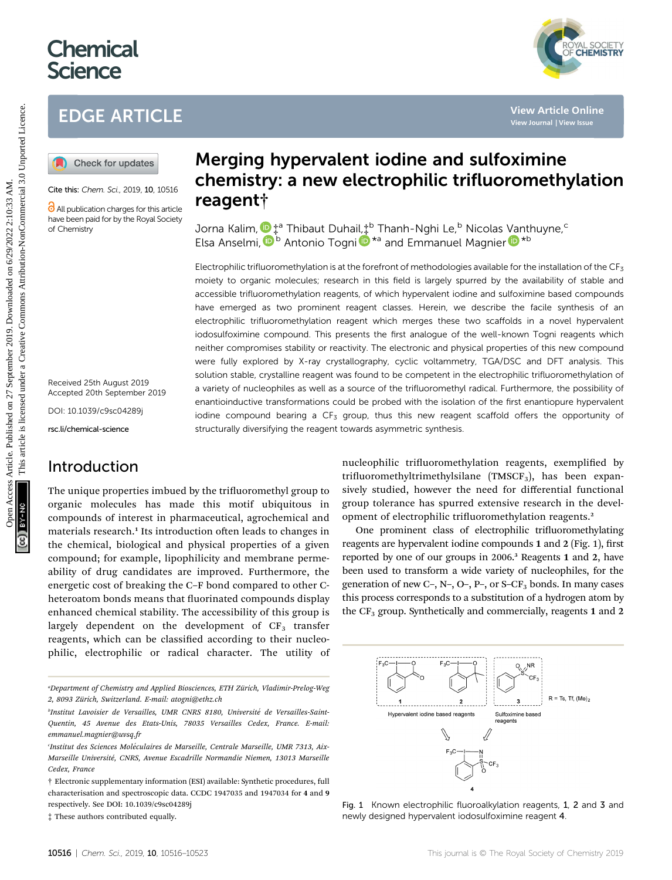# Merging hypervalent iodine and sulfoximine chemistry: a new electrophilic trifluoromethylation reagent†

Jorna Kalim,‡[a] Thibaut Duhail,‡[b] Thanh-Nghi Le,[b] Nicolas Vanthuyne,[c] Elsa Anselmi,[b] Antonio Togni*[a] and Emmanuel Magnier*[b]

Cite this: *Chem. Sci.*, 2019, **10**, 10516

All publication charges for this article have been paid for by the Royal Society of Chemistry

Received 25th August 2019
Accepted 20th September 2019

DOI: 10.1039/c9sc04289j

rsc.li/chemical-science

Electrophilic trifluoromethylation is at the forefront of methodologies available for the installation of the $CF_3$ moiety to organic molecules; research in this field is largely spurred by the availability of stable and accessible trifluoromethylation reagents, of which hypervalent iodine and sulfoximine based compounds have emerged as two prominent reagent classes. Herein, we describe the facile synthesis of an electrophilic trifluoromethylation reagent which merges these two scaffolds in a novel hypervalent iodosulfoximine compound. This presents the first analogue of the well-known Togni reagents which neither compromises stability or reactivity. The electronic and physical properties of this new compound were fully explored by X-ray crystallography, cyclic voltammetry, TGA/DSC and DFT analysis. This solution stable, crystalline reagent was found to be competent in the electrophilic trifluoromethylation of a variety of nucleophiles as well as a source of the trifluoromethyl radical. Furthermore, the possibility of enantioinductive transformations could be probed with the isolation of the first enantiopure hypervalent iodine compound bearing a $CF_3$ group, thus this new reagent scaffold offers the opportunity of structurally diversifying the reagent towards asymmetric synthesis.

## Introduction

The unique properties imbued by the trifluoromethyl group to organic molecules has made this motif ubiquitous in compounds of interest in pharmaceutical, agrochemical and materials research.[1] Its introduction often leads to changes in the chemical, biological and physical properties of a given compound; for example, lipophilicity and membrane permeability of drug candidates are improved. Furthermore, the energetic cost of breaking the C–F bond compared to other C-heteroatom bonds means that fluorinated compounds display enhanced chemical stability. The accessibility of this group is largely dependent on the development of $CF_3$ transfer reagents, which can be classified according to their nucleophilic, electrophilic or radical character. The utility of nucleophilic trifluoromethylation reagents, exemplified by trifluoromethyltrimethylsilane ($TMSCF_3$), has been expansively studied, however the need for differential functional group tolerance has spurred extensive research in the development of electrophilic trifluoromethylation reagents.[2]

One prominent class of electrophilic trifluoromethylating reagents are hypervalent iodine compounds **1** and **2** (Fig. 1), first reported by one of our groups in 2006.[3] Reagents **1** and **2**, have been used to transform a wide variety of nucleophiles, for the generation of new C–, N–, O–, P–, or S–$CF_3$ bonds. In many cases this process corresponds to a substitution of a hydrogen atom by the $CF_3$ group. Synthetically and commercially, reagents **1** and **2**

Fig. 1 Known electrophilic fluoroalkylation reagents, **1**, **2** and **3** and newly designed hypervalent iodosulfoximine reagent **4**.

[a] Department of Chemistry and Applied Biosciences, ETH Zürich, Vladimir-Prelog-Weg 2, 8093 Zürich, Switzerland. E-mail: atogni@ethz.ch

[b] Institut Lavoisier de Versailles, UMR CNRS 8180, Université de Versailles-Saint-Quentin, 45 Avenue des Etats-Unis, 78035 Versailles Cedex, France. E-mail: emmanuel.magnier@uvsq.fr

[c] Institut des Sciences Moléculaires de Marseille, Centrale Marseille, UMR 7313, Aix-Marseille Université, CNRS, Avenue Escadrille Normandie Niemen, 13013 Marseille Cedex, France

† Electronic supplementary information (ESI) available: Synthetic procedures, full characterisation and spectroscopic data. CCDC 1947035 and 1947034 for **4** and **9** respectively. See DOI: 10.1039/c9sc04289j

‡ These authors contributed equally.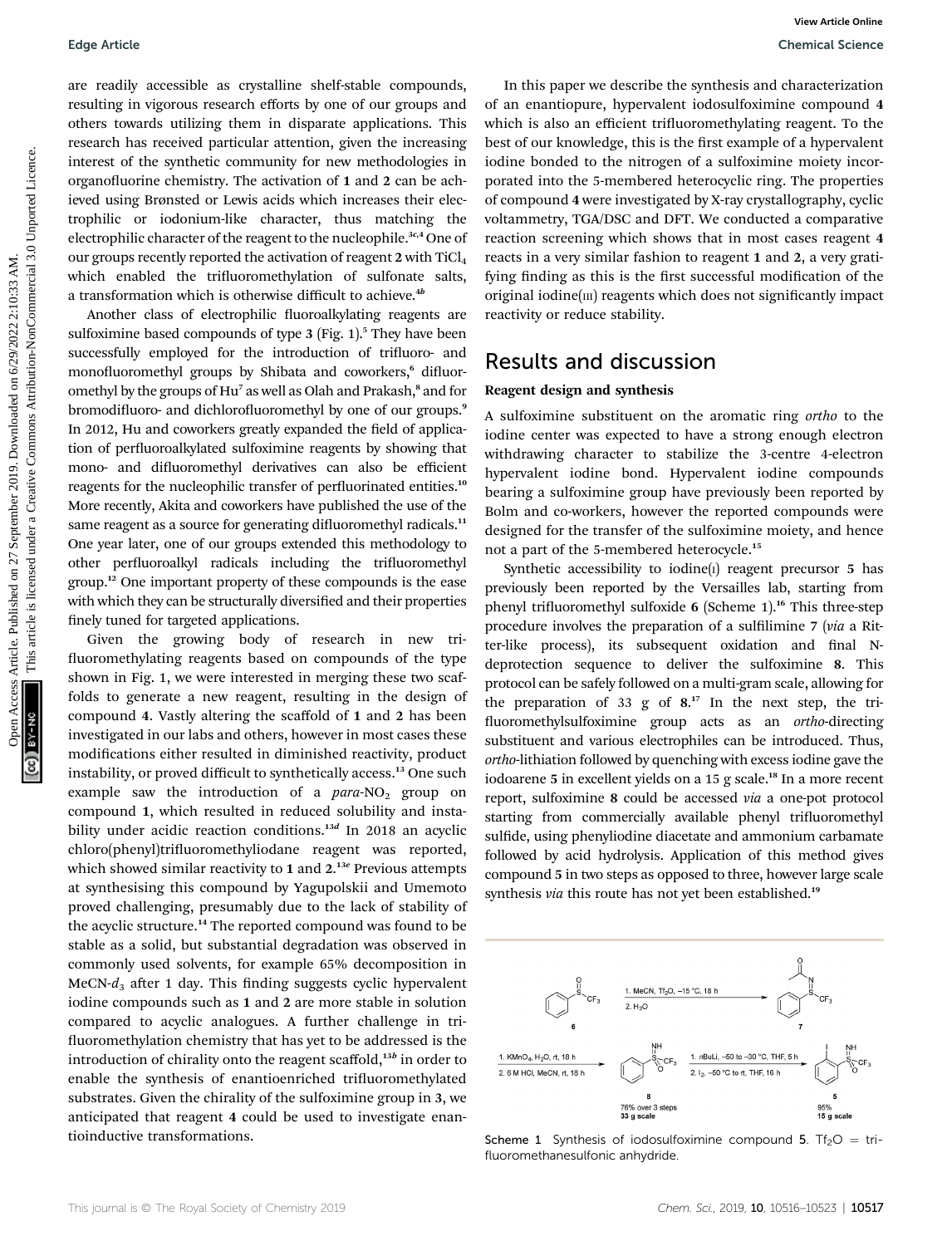are readily accessible as crystalline shelf-stable compounds, resulting in vigorous research efforts by one of our groups and others towards utilizing them in disparate applications. This research has received particular attention, given the increasing interest of the synthetic community for new methodologies in organofluorine chemistry. The activation of **1** and **2** can be achieved using Brønsted or Lewis acids which increases their electrophilic or iodonium-like character, thus matching the electrophilic character of the reagent to the nucleophile.[3c,4] One of our groups recently reported the activation of reagent **2** with $TiCl_4$ which enabled the trifluoromethylation of sulfonate salts, a transformation which is otherwise difficult to achieve.[4b]

Another class of electrophilic fluoroalkylating reagents are sulfoximine based compounds of type **3** (Fig. 1).[5] They have been successfully employed for the introduction of trifluoro- and monofluoromethyl groups by Shibata and coworkers,[6] difluoromethyl by the groups of Hu[7] as well as Olah and Prakash,[8] and for bromodifluoro- and dichlorofluoromethyl by one of our groups.[9] In 2012, Hu and coworkers greatly expanded the field of application of perfluoroalkylated sulfoximine reagents by showing that mono- and difluoromethyl derivatives can also be efficient reagents for the nucleophilic transfer of perfluorinated entities.[10] More recently, Akita and coworkers have published the use of the same reagent as a source for generating difluoromethyl radicals.[11] One year later, one of our groups extended this methodology to other perfluoroalkyl radicals including the trifluoromethyl group.[12] One important property of these compounds is the ease with which they can be structurally diversified and their properties finely tuned for targeted applications.

Given the growing body of research in new trifluoromethylating reagents based on compounds of the type shown in Fig. 1, we were interested in merging these two scaffolds to generate a new reagent, resulting in the design of compound **4**. Vastly altering the scaffold of **1** and **2** has been investigated in our labs and others, however in most cases these modifications either resulted in diminished reactivity, product instability, or proved difficult to synthetically access.[13] One such example saw the introduction of a *para*-$NO_2$ group on compound **1**, which resulted in reduced solubility and instability under acidic reaction conditions.[13d] In 2018 an acyclic chloro(phenyl)trifluoromethyliodane reagent was reported, which showed similar reactivity to **1** and **2**.[13e] Previous attempts at synthesising this compound by Yagupolskii and Umemoto proved challenging, presumably due to the lack of stability of the acyclic structure.[14] The reported compound was found to be stable as a solid, but substantial degradation was observed in commonly used solvents, for example 65% decomposition in MeCN-$d_3$ after 1 day. This finding suggests cyclic hypervalent iodine compounds such as **1** and **2** are more stable in solution compared to acyclic analogues. A further challenge in trifluoromethylation chemistry that has yet to be addressed is the introduction of chirality onto the reagent scaffold,[13b] in order to enable the synthesis of enantioenriched trifluoromethylated substrates. Given the chirality of the sulfoximine group in **3**, we anticipated that reagent **4** could be used to investigate enantioinductive transformations.

In this paper we describe the synthesis and characterization of an enantiopure, hypervalent iodosulfoximine compound **4** which is also an efficient trifluoromethylating reagent. To the best of our knowledge, this is the first example of a hypervalent iodine bonded to the nitrogen of a sulfoximine moiety incorporated into the 5-membered heterocyclic ring. The properties of compound **4** were investigated by X-ray crystallography, cyclic voltammetry, TGA/DSC and DFT. We conducted a comparative reaction screening which shows that in most cases reagent **4** reacts in a very similar fashion to reagent **1** and **2**, a very gratifying finding as this is the first successful modification of the original iodine(III) reagents which does not significantly impact reactivity or reduce stability.

## Results and discussion

### Reagent design and synthesis

A sulfoximine substituent on the aromatic ring *ortho* to the iodine center was expected to have a strong enough electron withdrawing character to stabilize the 3-centre 4-electron hypervalent iodine bond. Hypervalent iodine compounds bearing a sulfoximine group have previously been reported by Bolm and co-workers, however the reported compounds were designed for the transfer of the sulfoximine moiety, and hence not a part of the 5-membered heterocycle.[15]

Synthetic accessibility to iodine(I) reagent precursor **5** has previously been reported by the Versailles lab, starting from phenyl trifluoromethyl sulfoxide **6** (Scheme 1).[16] This three-step procedure involves the preparation of a sulfilimine **7** (*via* a Ritter-like process), its subsequent oxidation and final N-deprotection sequence to deliver the sulfoximine **8**. This protocol can be safely followed on a multi-gram scale, allowing for the preparation of 33 g of **8**.[17] In the next step, the trifluoromethylsulfoximine group acts as an *ortho*-directing substituent and various electrophiles can be introduced. Thus, *ortho*-lithiation followed by quenching with excess iodine gave the iodoarene **5** in excellent yields on a 15 g scale.[18] In a more recent report, sulfoximine **8** could be accessed *via* a one-pot protocol starting from commercially available phenyl trifluoromethyl sulfide, using phenyliodine diacetate and ammonium carbamate followed by acid hydrolysis. Application of this method gives compound **5** in two steps as opposed to three, however large scale synthesis *via* this route has not yet been established.[19]

Scheme 1 Synthesis of iodosulfoximine compound **5**. $Tf_2O$ = trifluoromethanesulfonic anhydride.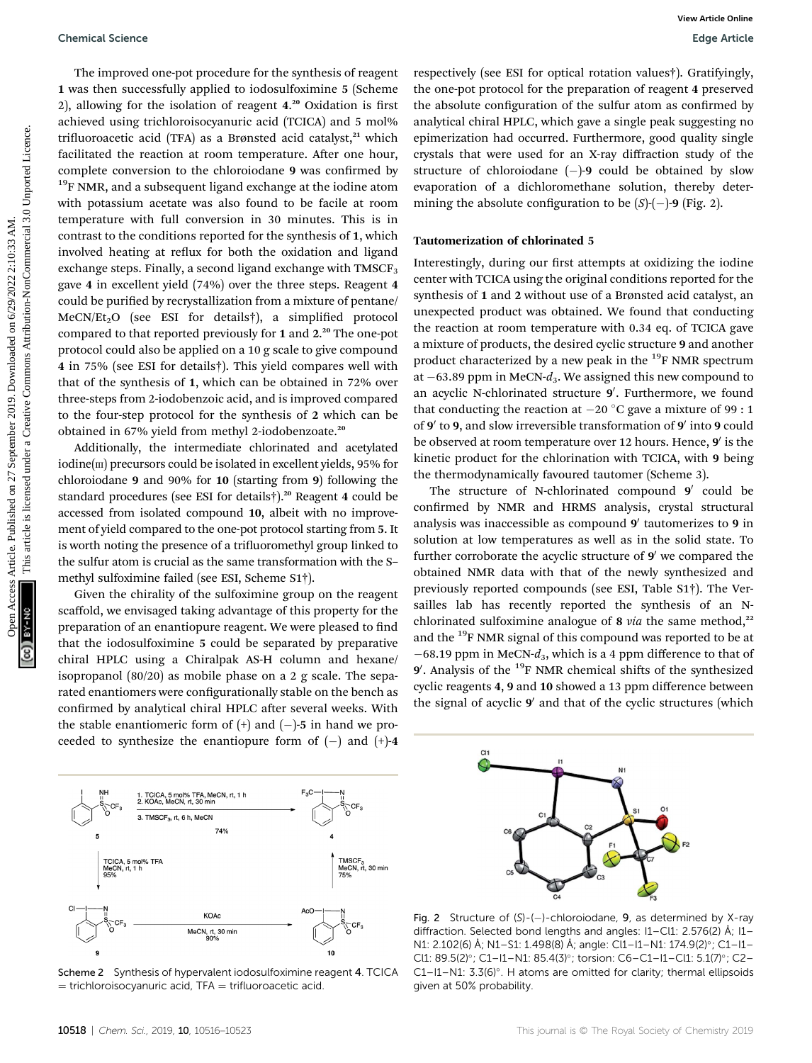The improved one-pot procedure for the synthesis of reagent **1** was then successfully applied to iodosulfoximine **5** (Scheme 2), allowing for the isolation of reagent **4**.[20] Oxidation is first achieved using trichloroisocyanuric acid (TCICA) and 5 mol% trifluoroacetic acid (TFA) as a Brønsted acid catalyst,[21] which facilitated the reaction at room temperature. After one hour, complete conversion to the chloroiodane **9** was confirmed by $^{19}$F NMR, and a subsequent ligand exchange at the iodine atom with potassium acetate was also found to be facile at room temperature with full conversion in 30 minutes. This is in contrast to the conditions reported for the synthesis of **1**, which involved heating at reflux for both the oxidation and ligand exchange steps. Finally, a second ligand exchange with $TMSCF_3$ gave **4** in excellent yield (74%) over the three steps. Reagent **4** could be purified by recrystallization from a mixture of pentane/MeCN/$Et_2O$ (see ESI for details†), a simplified protocol compared to that reported previously for **1** and **2**.[20] The one-pot protocol could also be applied on a 10 g scale to give compound **4** in 75% (see ESI for details†). This yield compares well with that of the synthesis of **1**, which can be obtained in 72% over three-steps from 2-iodobenzoic acid, and is improved compared to the four-step protocol for the synthesis of **2** which can be obtained in 67% yield from methyl 2-iodobenzoate.[20]

Additionally, the intermediate chlorinated and acetylated iodine(III) precursors could be isolated in excellent yields, 95% for chloroiodane **9** and 90% for **10** (starting from **9**) following the standard procedures (see ESI for details†).[20] Reagent **4** could be accessed from isolated compound **10**, albeit with no improvement of yield compared to the one-pot protocol starting from **5**. It is worth noting the presence of a trifluoromethyl group linked to the sulfur atom is crucial as the same transformation with the S–methyl sulfoximine failed (see ESI, Scheme S1†).

Given the chirality of the sulfoximine group on the reagent scaffold, we envisaged taking advantage of this property for the preparation of an enantiopure reagent. We were pleased to find that the iodosulfoximine **5** could be separated by preparative chiral HPLC using a Chiralpak AS-H column and hexane/isopropanol (80/20) as mobile phase on a 2 g scale. The separated enantiomers were configurationally stable on the bench as confirmed by analytical chiral HPLC after several weeks. With the stable enantiomeric form of (+) and (−)-**5** in hand we proceeded to synthesize the enantiopure form of (−) and (+)-**4** respectively (see ESI for optical rotation values†). Gratifyingly, the one-pot protocol for the preparation of reagent **4** preserved the absolute configuration of the sulfur atom as confirmed by analytical chiral HPLC, which gave a single peak suggesting no epimerization had occurred. Furthermore, good quality single crystals that were used for an X-ray diffraction study of the structure of chloroiodane (−)-**9** could be obtained by slow evaporation of a dichloromethane solution, thereby determining the absolute configuration to be (*S*)-(−)-**9** (Fig. 2).

Scheme 2 Synthesis of hypervalent iodosulfoximine reagent **4**. TCICA = trichloroisocyanuric acid, TFA = trifluoroacetic acid.

Fig. 2 Structure of (*S*)-(−)-chloroiodane, **9**, as determined by X-ray diffraction. Selected bond lengths and angles: I1–Cl1: 2.576(2) Å; I1–N1: 2.102(6) Å; N1–S1: 1.498(8) Å; angle: Cl1–I1–N1: 174.9(2)°; C1–I1–Cl1: 89.5(2)°; C1–I1–N1: 85.4(3)°; torsion: C6–C1–I1–Cl1: 5.1(7)°; C2–C1–I1–N1: 3.3(6)°. H atoms are omitted for clarity; thermal ellipsoids given at 50% probability.

## Tautomerization of chlorinated 5

Interestingly, during our first attempts at oxidizing the iodine center with TCICA using the original conditions reported for the synthesis of **1** and **2** without use of a Brønsted acid catalyst, an unexpected product was obtained. We found that conducting the reaction at room temperature with 0.34 eq. of TCICA gave a mixture of products, the desired cyclic structure **9** and another product characterized by a new peak in the $^{19}$F NMR spectrum at −63.89 ppm in MeCN-$d_3$. We assigned this new compound to an acyclic N-chlorinated structure **9′**. Furthermore, we found that conducting the reaction at −20 °C gave a mixture of 99 : 1 of **9′** to **9**, and slow irreversible transformation of **9′** into **9** could be observed at room temperature over 12 hours. Hence, **9′** is the kinetic product for the chlorination with TCICA, with **9** being the thermodynamically favoured tautomer (Scheme 3).

The structure of N-chlorinated compound **9′** could be confirmed by NMR and HRMS analysis, crystal structural analysis was inaccessible as compound **9′** tautomerizes to **9** in solution at low temperatures as well as in the solid state. To further corroborate the acyclic structure of **9′** we compared the obtained NMR data with that of the newly synthesized and previously reported compounds (see ESI, Table S1†). The Versailles lab has recently reported the synthesis of an N-chlorinated sulfoximine analogue of **8** *via* the same method,[22] and the $^{19}$F NMR signal of this compound was reported to be at −68.19 ppm in MeCN-$d_3$, which is a 4 ppm difference to that of **9′**. Analysis of the $^{19}$F NMR chemical shifts of the synthesized cyclic reagents **4**, **9** and **10** showed a 13 ppm difference between the signal of acyclic **9′** and that of the cyclic structures (which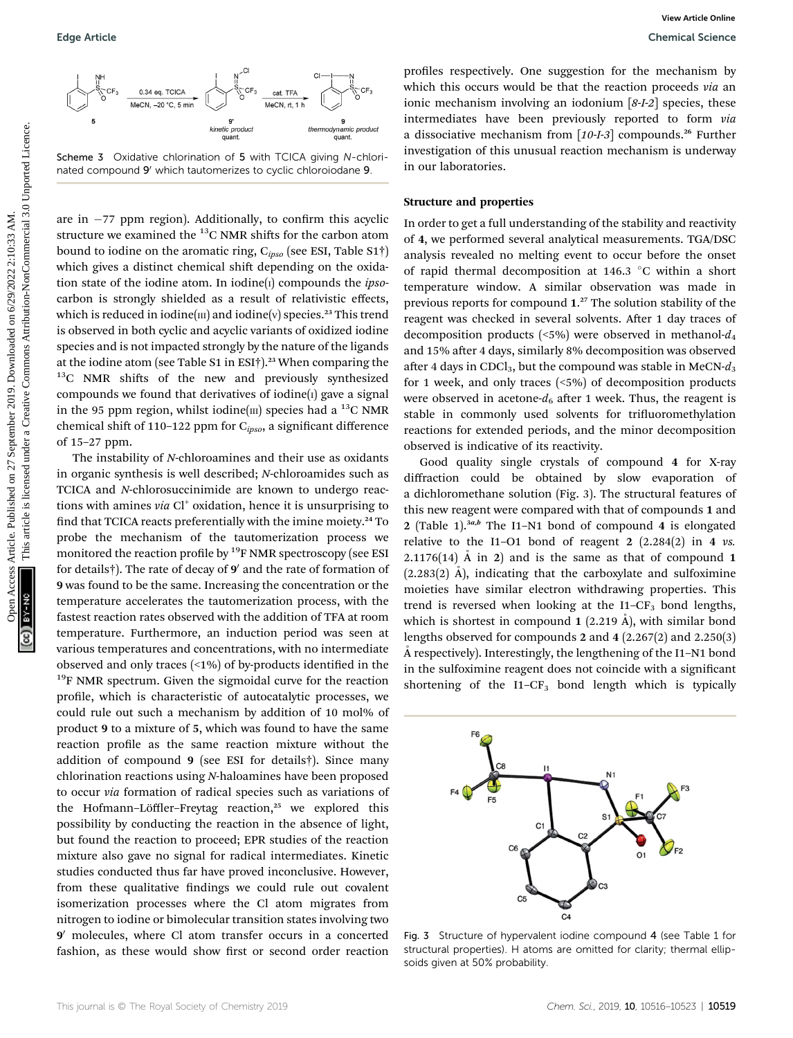Scheme 3 Oxidative chlorination of 5 with TCICA giving *N*-chlorinated compound 9′ which tautomerizes to cyclic chloroiodane 9.

are in −77 ppm region). Additionally, to confirm this acyclic structure we examined the $^{13}$C NMR shifts for the carbon atom bound to iodine on the aromatic ring, $C_{ipso}$ (see ESI, Table S1†) which gives a distinct chemical shift depending on the oxidation state of the iodine atom. In iodine(I) compounds the *ipso*-carbon is strongly shielded as a result of relativistic effects, which is reduced in iodine(III) and iodine(V) species.[23] This trend is observed in both cyclic and acyclic variants of oxidized iodine species and is not impacted strongly by the nature of the ligands at the iodine atom (see Table S1 in ESI†).[23] When comparing the $^{13}$C NMR shifts of the new and previously synthesized compounds we found that derivatives of iodine(I) gave a signal in the 95 ppm region, whilst iodine(III) species had a $^{13}$C NMR chemical shift of 110–122 ppm for $C_{ipso}$, a significant difference of 15–27 ppm.

The instability of *N*-chloroamines and their use as oxidants in organic synthesis is well described; *N*-chloroamides such as TCICA and *N*-chlorosuccinimide are known to undergo reactions with amines *via* $Cl^+$ oxidation, hence it is unsurprising to find that TCICA reacts preferentially with the imine moiety.[24] To probe the mechanism of the tautomerization process we monitored the reaction profile by $^{19}$F NMR spectroscopy (see ESI for details†). The rate of decay of 9′ and the rate of formation of 9 was found to be the same. Increasing the concentration or the temperature accelerates the tautomerization process, with the fastest reaction rates observed with the addition of TFA at room temperature. Furthermore, an induction period was seen at various temperatures and concentrations, with no intermediate observed and only traces (<1%) of by-products identified in the $^{19}$F NMR spectrum. Given the sigmoidal curve for the reaction profile, which is characteristic of autocatalytic processes, we could rule out such a mechanism by addition of 10 mol% of product 9 to a mixture of 5, which was found to have the same reaction profile as the same reaction mixture without the addition of compound 9 (see ESI for details†). Since many chlorination reactions using *N*-haloamines have been proposed to occur *via* formation of radical species such as variations of the Hofmann–Löffler–Freytag reaction,[25] we explored this possibility by conducting the reaction in the absence of light, but found the reaction to proceed; EPR studies of the reaction mixture also gave no signal for radical intermediates. Kinetic studies conducted thus far have proved inconclusive. However, from these qualitative findings we could rule out covalent isomerization processes where the Cl atom migrates from nitrogen to iodine or bimolecular transition states involving two 9′ molecules, where Cl atom transfer occurs in a concerted fashion, as these would show first or second order reaction profiles respectively. One suggestion for the mechanism by which this occurs would be that the reaction proceeds *via* an ionic mechanism involving an iodonium [*8-I-2*] species, these intermediates have been previously reported to form *via* a dissociative mechanism from [*10-I-3*] compounds.[26] Further investigation of this unusual reaction mechanism is underway in our laboratories.

### Structure and properties

In order to get a full understanding of the stability and reactivity of 4, we performed several analytical measurements. TGA/DSC analysis revealed no melting event to occur before the onset of rapid thermal decomposition at 146.3 °C within a short temperature window. A similar observation was made in previous reports for compound 1.[27] The solution stability of the reagent was checked in several solvents. After 1 day traces of decomposition products (<5%) were observed in methanol-$d_4$ and 15% after 4 days, similarly 8% decomposition was observed after 4 days in $CDCl_3$, but the compound was stable in MeCN-$d_3$ for 1 week, and only traces (<5%) of decomposition products were observed in acetone-$d_6$ after 1 week. Thus, the reagent is stable in commonly used solvents for trifluoromethylation reactions for extended periods, and the minor decomposition observed is indicative of its reactivity.

Good quality single crystals of compound 4 for X-ray diffraction could be obtained by slow evaporation of a dichloromethane solution (Fig. 3). The structural features of this new reagent were compared with that of compounds 1 and 2 (Table 1).[3a,b] The I1–N1 bond of compound 4 is elongated relative to the I1–O1 bond of reagent 2 (2.284(2) in 4 *vs.* 2.1176(14) Å in 2) and is the same as that of compound 1 (2.283(2) Å), indicating that the carboxylate and sulfoximine moieties have similar electron withdrawing properties. This trend is reversed when looking at the I1–$CF_3$ bond lengths, which is shortest in compound 1 (2.219 Å), with similar bond lengths observed for compounds 2 and 4 (2.267(2) and 2.250(3) Å respectively). Interestingly, the lengthening of the I1–N1 bond in the sulfoximine reagent does not coincide with a significant shortening of the I1–$CF_3$ bond length which is typically

Fig. 3 Structure of hypervalent iodine compound 4 (see Table 1 for structural properties). H atoms are omitted for clarity; thermal ellipsoids given at 50% probability.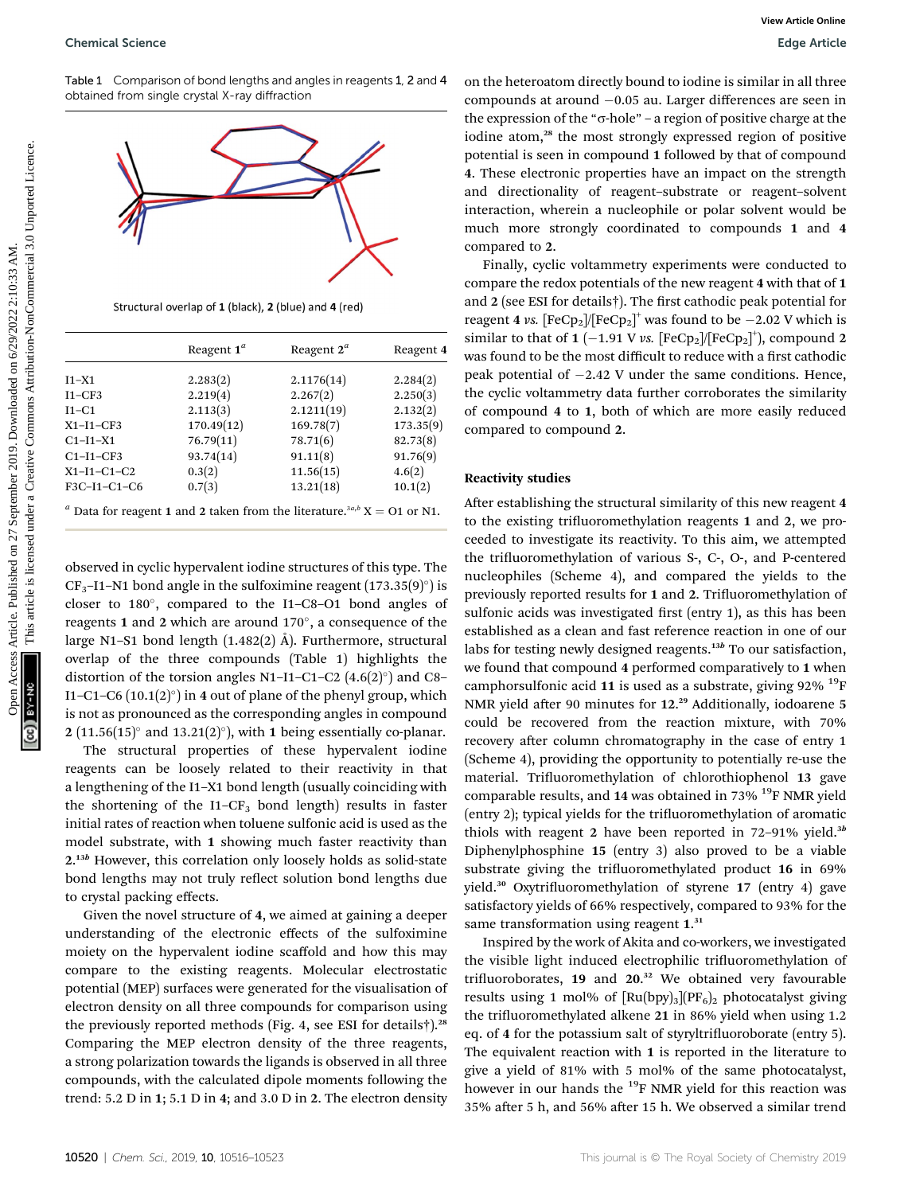Table 1 Comparison of bond lengths and angles in reagents 1, 2 and 4 obtained from single crystal X-ray diffraction

Structural overlap of 1 (black), 2 (blue) and 4 (red)

| | Reagent 1[a] | Reagent 2[a] | Reagent 4 |
|---|---|---|---|
| I1–X1 | 2.283(2) | 2.1176(14) | 2.284(2) |
| I1–CF3 | 2.219(4) | 2.267(2) | 2.250(3) |
| I1–C1 | 2.113(3) | 2.1211(19) | 2.132(2) |
| X1–I1–CF3 | 170.49(12) | 169.78(7) | 173.35(9) |
| C1–I1–X1 | 76.79(11) | 78.71(6) | 82.73(8) |
| C1–I1–CF3 | 93.74(14) | 91.11(8) | 91.76(9) |
| X1–I1–C1–C2 | 0.3(2) | 11.56(15) | 4.6(2) |
| F3C–I1–C1–C6 | 0.7(3) | 13.21(18) | 10.1(2) |

[a] Data for reagent 1 and 2 taken from the literature.[3a,b] X = O1 or N1.

observed in cyclic hypervalent iodine structures of this type. The $CF_3$–I1–N1 bond angle in the sulfoximine reagent (173.35(9)°) is closer to 180°, compared to the I1–C8–O1 bond angles of reagents 1 and 2 which are around 170°, a consequence of the large N1–S1 bond length (1.482(2) Å). Furthermore, structural overlap of the three compounds (Table 1) highlights the distortion of the torsion angles N1–I1–C1–C2 (4.6(2)°) and C8–I1–C1–C6 (10.1(2)°) in 4 out of plane of the phenyl group, which is not as pronounced as the corresponding angles in compound 2 (11.56(15)° and 13.21(2)°), with 1 being essentially co-planar.

The structural properties of these hypervalent iodine reagents can be loosely related to their reactivity in that a lengthening of the I1–X1 bond length (usually coinciding with the shortening of the I1–$CF_3$ bond length) results in faster initial rates of reaction when toluene sulfonic acid is used as the model substrate, with 1 showing much faster reactivity than 2.[13b] However, this correlation only loosely holds as solid-state bond lengths may not truly reflect solution bond lengths due to crystal packing effects.

Given the novel structure of 4, we aimed at gaining a deeper understanding of the electronic effects of the sulfoximine moiety on the hypervalent iodine scaffold and how this may compare to the existing reagents. Molecular electrostatic potential (MEP) surfaces were generated for the visualisation of electron density on all three compounds for comparison using the previously reported methods (Fig. 4, see ESI for details†).[28] Comparing the MEP electron density of the three reagents, a strong polarization towards the ligands is observed in all three compounds, with the calculated dipole moments following the trend: 5.2 D in 1; 5.1 D in 4; and 3.0 D in 2. The electron density on the heteroatom directly bound to iodine is similar in all three compounds at around −0.05 au. Larger differences are seen in the expression of the "σ-hole" – a region of positive charge at the iodine atom,[28] the most strongly expressed region of positive potential is seen in compound 1 followed by that of compound 4. These electronic properties have an impact on the strength and directionality of reagent–substrate or reagent–solvent interaction, wherein a nucleophile or polar solvent would be much more strongly coordinated to compounds 1 and 4 compared to 2.

Finally, cyclic voltammetry experiments were conducted to compare the redox potentials of the new reagent 4 with that of 1 and 2 (see ESI for details†). The first cathodic peak potential for reagent 4 *vs.* $[FeCp_2]/[FeCp_2]^+$ was found to be −2.02 V which is similar to that of 1 (−1.91 V *vs.* $[FeCp_2]/[FeCp_2]^+$), compound 2 was found to be the most difficult to reduce with a first cathodic peak potential of −2.42 V under the same conditions. Hence, the cyclic voltammetry data further corroborates the similarity of compound 4 to 1, both of which are more easily reduced compared to compound 2.

### Reactivity studies

After establishing the structural similarity of this new reagent 4 to the existing trifluoromethylation reagents 1 and 2, we proceeded to investigate its reactivity. To this aim, we attempted the trifluoromethylation of various S-, C-, O-, and P-centered nucleophiles (Scheme 4), and compared the yields to the previously reported results for 1 and 2. Trifluoromethylation of sulfonic acids was investigated first (entry 1), as this has been established as a clean and fast reference reaction in one of our labs for testing newly designed reagents.[13b] To our satisfaction, we found that compound 4 performed comparatively to 1 when camphorsulfonic acid 11 is used as a substrate, giving 92% $^{19}F$ NMR yield after 90 minutes for 12.[29] Additionally, iodoarene 5 could be recovered from the reaction mixture, with 70% recovery after column chromatography in the case of entry 1 (Scheme 4), providing the opportunity to potentially re-use the material. Trifluoromethylation of chlorothiophenol 13 gave comparable results, and 14 was obtained in 73% $^{19}F$ NMR yield (entry 2); typical yields for the trifluoromethylation of aromatic thiols with reagent 2 have been reported in 72–91% yield.[3b] Diphenylphosphine 15 (entry 3) also proved to be a viable substrate giving the trifluoromethylated product 16 in 69% yield.[30] Oxytrifluoromethylation of styrene 17 (entry 4) gave satisfactory yields of 66% respectively, compared to 93% for the same transformation using reagent 1.[31]

Inspired by the work of Akita and co-workers, we investigated the visible light induced electrophilic trifluoromethylation of trifluoroborates, 19 and 20.[32] We obtained very favourable results using 1 mol% of $[Ru(bpy)_3](PF_6)_2$ photocatalyst giving the trifluoromethylated alkene 21 in 86% yield when using 1.2 eq. of 4 for the potassium salt of styryltrifluoroborate (entry 5). The equivalent reaction with 1 is reported in the literature to give a yield of 81% with 5 mol% of the same photocatalyst, however in our hands the $^{19}F$ NMR yield for this reaction was 35% after 5 h, and 56% after 15 h. We observed a similar trend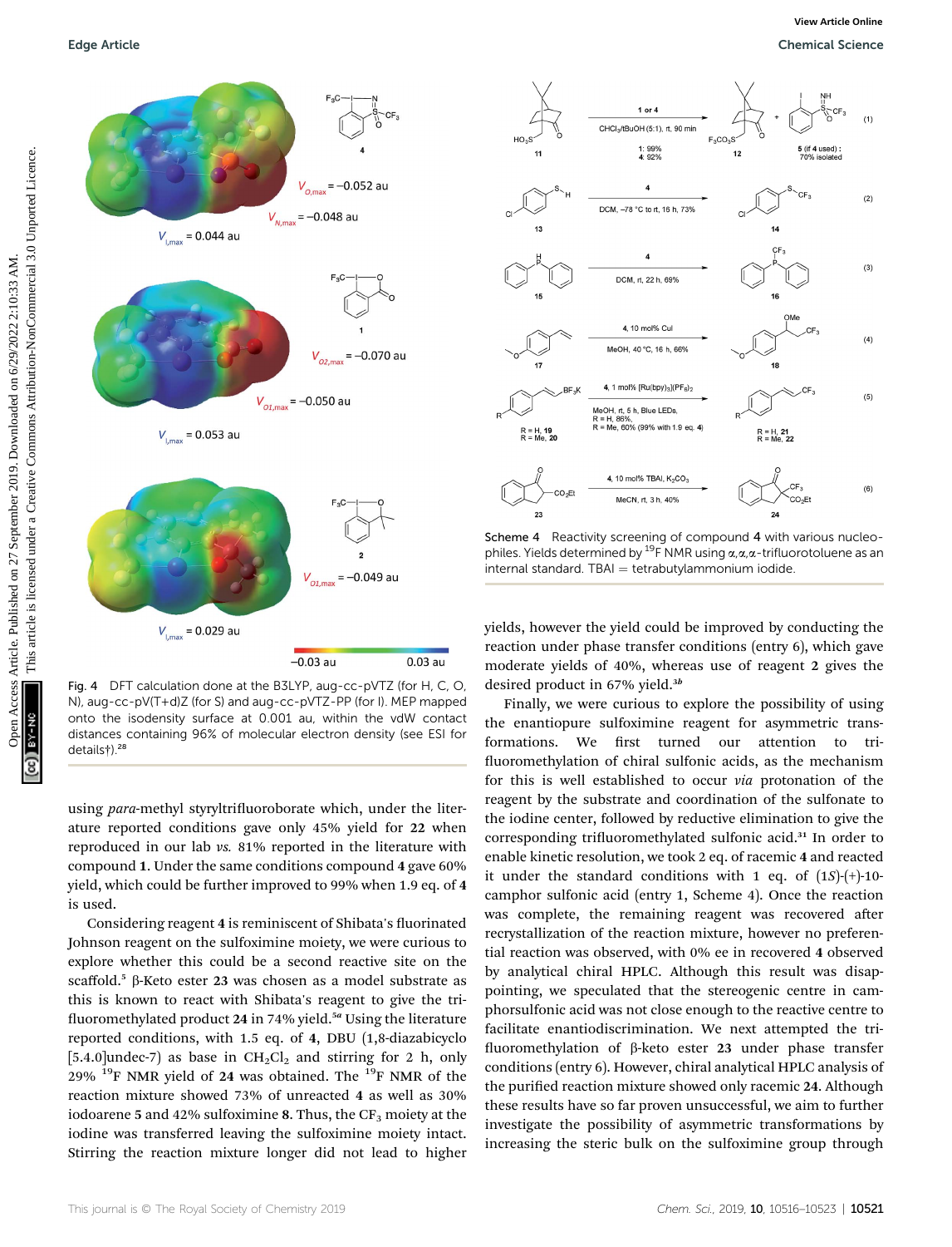Fig. 4 DFT calculation done at the B3LYP, aug-cc-pVTZ (for H, C, O, N), aug-cc-pV(T+d)Z (for S) and aug-cc-pVTZ-PP (for I). MEP mapped onto the isodensity surface at 0.001 au, within the vdW contact distances containing 96% of molecular electron density (see ESI for details†).[28]

Scheme 4 Reactivity screening of compound **4** with various nucleophiles. Yields determined by $^{19}$F NMR using $\alpha,\alpha,\alpha$-trifluorotoluene as an internal standard. TBAI = tetrabutylammonium iodide.

using *para*-methyl styryltrifluoroborate which, under the literature reported conditions gave only 45% yield for **22** when reproduced in our lab *vs.* 81% reported in the literature with compound **1**. Under the same conditions compound **4** gave 60% yield, which could be further improved to 99% when 1.9 eq. of **4** is used.

Considering reagent **4** is reminiscent of Shibata's fluorinated Johnson reagent on the sulfoximine moiety, we were curious to explore whether this could be a second reactive site on the scaffold.[5] β-Keto ester **23** was chosen as a model substrate as this is known to react with Shibata's reagent to give the trifluoromethylated product **24** in 74% yield.[5a] Using the literature reported conditions, with 1.5 eq. of **4**, DBU (1,8-diazabicyclo[5.4.0]undec-7) as base in $CH_2Cl_2$ and stirring for 2 h, only 29% $^{19}$F NMR yield of **24** was obtained. The $^{19}$F NMR of the reaction mixture showed 73% of unreacted **4** as well as 30% iodoarene **5** and 42% sulfoximine **8**. Thus, the $CF_3$ moiety at the iodine was transferred leaving the sulfoximine moiety intact. Stirring the reaction mixture longer did not lead to higher yields, however the yield could be improved by conducting the reaction under phase transfer conditions (entry 6), which gave moderate yields of 40%, whereas use of reagent **2** gives the desired product in 67% yield.[3b]

Finally, we were curious to explore the possibility of using the enantiopure sulfoximine reagent for asymmetric transformations. We first turned our attention to trifluoromethylation of chiral sulfonic acids, as the mechanism for this is well established to occur *via* protonation of the reagent by the substrate and coordination of the sulfonate to the iodine center, followed by reductive elimination to give the corresponding trifluoromethylated sulfonic acid.[31] In order to enable kinetic resolution, we took 2 eq. of racemic **4** and reacted it under the standard conditions with 1 eq. of (1*S*)-(+)-10-camphor sulfonic acid (entry 1, Scheme 4). Once the reaction was complete, the remaining reagent was recovered after recrystallization of the reaction mixture, however no preferential reaction was observed, with 0% ee in recovered **4** observed by analytical chiral HPLC. Although this result was disappointing, we speculated that the stereogenic centre in camphorsulfonic acid was not close enough to the reactive centre to facilitate enantiodiscrimination. We next attempted the trifluoromethylation of β-keto ester **23** under phase transfer conditions (entry 6). However, chiral analytical HPLC analysis of the purified reaction mixture showed only racemic **24**. Although these results have so far proven unsuccessful, we aim to further investigate the possibility of asymmetric transformations by increasing the steric bulk on the sulfoximine group through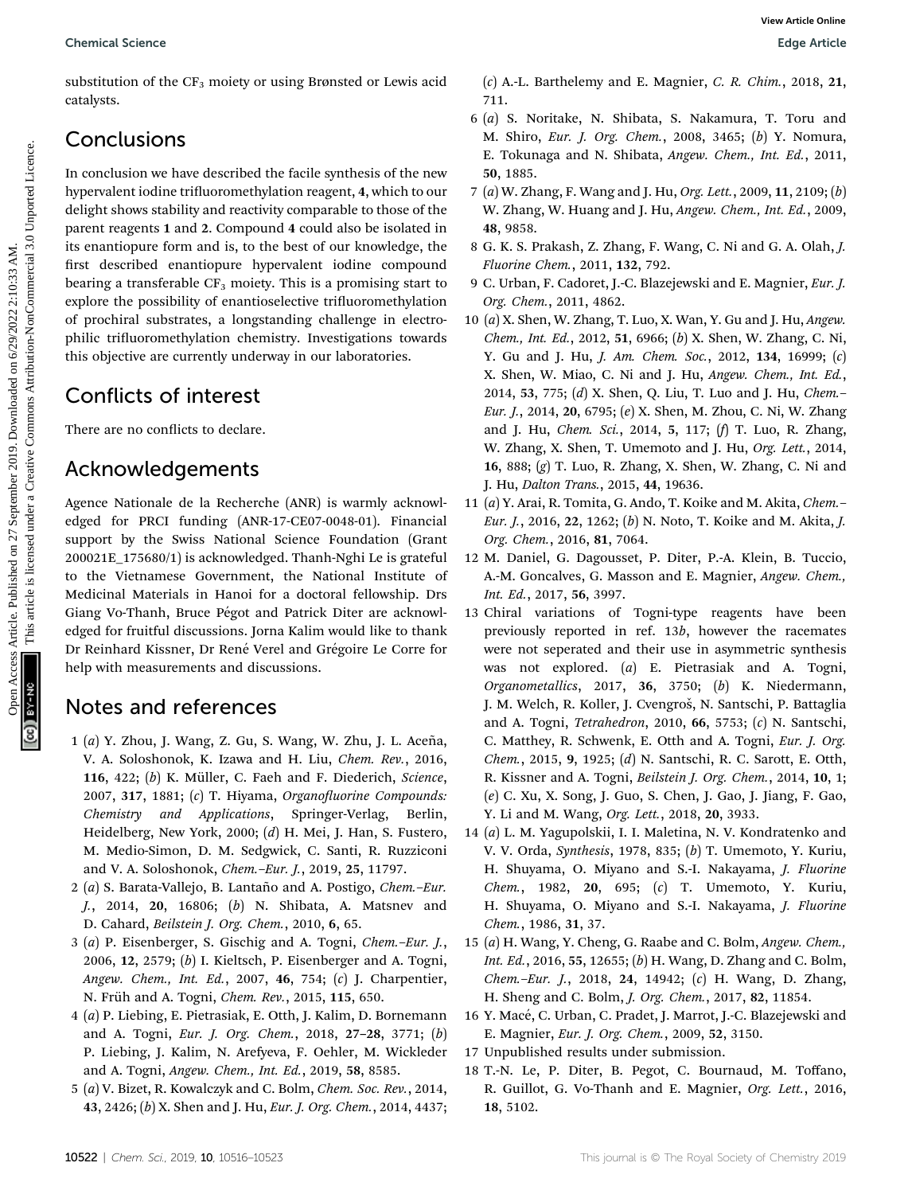substitution of the $CF_3$ moiety or using Brønsted or Lewis acid catalysts.

## Conclusions

In conclusion we have described the facile synthesis of the new hypervalent iodine trifluoromethylation reagent, **4**, which to our delight shows stability and reactivity comparable to those of the parent reagents **1** and **2**. Compound **4** could also be isolated in its enantiopure form and is, to the best of our knowledge, the first described enantiopure hypervalent iodine compound bearing a transferable $CF_3$ moiety. This is a promising start to explore the possibility of enantioselective trifluoromethylation of prochiral substrates, a longstanding challenge in electrophilic trifluoromethylation chemistry. Investigations towards this objective are currently underway in our laboratories.

## Conflicts of interest

There are no conflicts to declare.

## Acknowledgements

Agence Nationale de la Recherche (ANR) is warmly acknowledged for PRCI funding (ANR-17-CE07-0048-01). Financial support by the Swiss National Science Foundation (Grant 200021E_175680/1) is acknowledged. Thanh-Nghi Le is grateful to the Vietnamese Government, the National Institute of Medicinal Materials in Hanoi for a doctoral fellowship. Drs Giang Vo-Thanh, Bruce Pégot and Patrick Diter are acknowledged for fruitful discussions. Jorna Kalim would like to thank Dr Reinhard Kissner, Dr René Verel and Grégoire Le Corre for help with measurements and discussions.

## Notes and references

1 (*a*) Y. Zhou, J. Wang, Z. Gu, S. Wang, W. Zhu, J. L. Aceña, V. A. Soloshonok, K. Izawa and H. Liu, *Chem. Rev.*, 2016, **116**, 422; (*b*) K. Müller, C. Faeh and F. Diederich, *Science*, 2007, **317**, 1881; (*c*) T. Hiyama, *Organofluorine Compounds: Chemistry and Applications*, Springer-Verlag, Berlin, Heidelberg, New York, 2000; (*d*) H. Mei, J. Han, S. Fustero, M. Medio-Simon, D. M. Sedgwick, C. Santi, R. Ruzziconi and V. A. Soloshonok, *Chem.–Eur. J.*, 2019, **25**, 11797.

2 (*a*) S. Barata-Vallejo, B. Lantaño and A. Postigo, *Chem.–Eur. J.*, 2014, **20**, 16806; (*b*) N. Shibata, A. Matsnev and D. Cahard, *Beilstein J. Org. Chem.*, 2010, **6**, 65.

3 (*a*) P. Eisenberger, S. Gischig and A. Togni, *Chem.–Eur. J.*, 2006, **12**, 2579; (*b*) I. Kieltsch, P. Eisenberger and A. Togni, *Angew. Chem., Int. Ed.*, 2007, **46**, 754; (*c*) J. Charpentier, N. Früh and A. Togni, *Chem. Rev.*, 2015, **115**, 650.

4 (*a*) P. Liebing, E. Pietrasiak, E. Otth, J. Kalim, D. Bornemann and A. Togni, *Eur. J. Org. Chem.*, 2018, **27–28**, 3771; (*b*) P. Liebing, J. Kalim, N. Arefyeva, F. Oehler, M. Wickleder and A. Togni, *Angew. Chem., Int. Ed.*, 2019, **58**, 8585.

5 (*a*) V. Bizet, R. Kowalczyk and C. Bolm, *Chem. Soc. Rev.*, 2014, **43**, 2426; (*b*) X. Shen and J. Hu, *Eur. J. Org. Chem.*, 2014, 4437; (*c*) A.-L. Barthelemy and E. Magnier, *C. R. Chim.*, 2018, **21**, 711.

6 (*a*) S. Noritake, N. Shibata, S. Nakamura, T. Toru and M. Shiro, *Eur. J. Org. Chem.*, 2008, 3465; (*b*) Y. Nomura, E. Tokunaga and N. Shibata, *Angew. Chem., Int. Ed.*, 2011, **50**, 1885.

7 (*a*) W. Zhang, F. Wang and J. Hu, *Org. Lett.*, 2009, **11**, 2109; (*b*) W. Zhang, W. Huang and J. Hu, *Angew. Chem., Int. Ed.*, 2009, **48**, 9858.

8 G. K. S. Prakash, Z. Zhang, F. Wang, C. Ni and G. A. Olah, *J. Fluorine Chem.*, 2011, **132**, 792.

9 C. Urban, F. Cadoret, J.-C. Blazejewski and E. Magnier, *Eur. J. Org. Chem.*, 2011, 4862.

10 (*a*) X. Shen, W. Zhang, T. Luo, X. Wan, Y. Gu and J. Hu, *Angew. Chem., Int. Ed.*, 2012, **51**, 6966; (*b*) X. Shen, W. Zhang, C. Ni, Y. Gu and J. Hu, *J. Am. Chem. Soc.*, 2012, **134**, 16999; (*c*) X. Shen, W. Miao, C. Ni and J. Hu, *Angew. Chem., Int. Ed.*, 2014, **53**, 775; (*d*) X. Shen, Q. Liu, T. Luo and J. Hu, *Chem.–Eur. J.*, 2014, **20**, 6795; (*e*) X. Shen, M. Zhou, C. Ni, W. Zhang and J. Hu, *Chem. Sci.*, 2014, **5**, 117; (*f*) T. Luo, R. Zhang, W. Zhang, X. Shen, T. Umemoto and J. Hu, *Org. Lett.*, 2014, **16**, 888; (*g*) T. Luo, R. Zhang, X. Shen, W. Zhang, C. Ni and J. Hu, *Dalton Trans.*, 2015, **44**, 19636.

11 (*a*) Y. Arai, R. Tomita, G. Ando, T. Koike and M. Akita, *Chem.–Eur. J.*, 2016, **22**, 1262; (*b*) N. Noto, T. Koike and M. Akita, *J. Org. Chem.*, 2016, **81**, 7064.

12 M. Daniel, G. Dagousset, P. Diter, P.-A. Klein, B. Tuccio, A.-M. Goncalves, G. Masson and E. Magnier, *Angew. Chem., Int. Ed.*, 2017, **56**, 3997.

13 Chiral variations of Togni-type reagents have been previously reported in ref. 13*b*, however the racemates were not seperated and their use in asymmetric synthesis was not explored. (*a*) E. Pietrasiak and A. Togni, *Organometallics*, 2017, **36**, 3750; (*b*) K. Niedermann, J. M. Welch, R. Koller, J. Cvengroš, N. Santschi, P. Battaglia and A. Togni, *Tetrahedron*, 2010, **66**, 5753; (*c*) N. Santschi, C. Matthey, R. Schwenk, E. Otth and A. Togni, *Eur. J. Org. Chem.*, 2015, **9**, 1925; (*d*) N. Santschi, R. C. Sarott, E. Otth, R. Kissner and A. Togni, *Beilstein J. Org. Chem.*, 2014, **10**, 1; (*e*) C. Xu, X. Song, J. Guo, S. Chen, J. Gao, J. Jiang, F. Gao, Y. Li and M. Wang, *Org. Lett.*, 2018, **20**, 3933.

14 (*a*) L. M. Yagupolskii, I. I. Maletina, N. V. Kondratenko and V. V. Orda, *Synthesis*, 1978, 835; (*b*) T. Umemoto, Y. Kuriu, H. Shuyama, O. Miyano and S.-I. Nakayama, *J. Fluorine Chem.*, 1982, **20**, 695; (*c*) T. Umemoto, Y. Kuriu, H. Shuyama, O. Miyano and S.-I. Nakayama, *J. Fluorine Chem.*, 1986, **31**, 37.

15 (*a*) H. Wang, Y. Cheng, G. Raabe and C. Bolm, *Angew. Chem., Int. Ed.*, 2016, **55**, 12655; (*b*) H. Wang, D. Zhang and C. Bolm, *Chem.–Eur. J.*, 2018, **24**, 14942; (*c*) H. Wang, D. Zhang, H. Sheng and C. Bolm, *J. Org. Chem.*, 2017, **82**, 11854.

16 Y. Macé, C. Urban, C. Pradet, J. Marrot, J.-C. Blazejewski and E. Magnier, *Eur. J. Org. Chem.*, 2009, **52**, 3150.

17 Unpublished results under submission.

18 T.-N. Le, P. Diter, B. Pegot, C. Bournaud, M. Toffano, R. Guillot, G. Vo-Thanh and E. Magnier, *Org. Lett.*, 2016, **18**, 5102.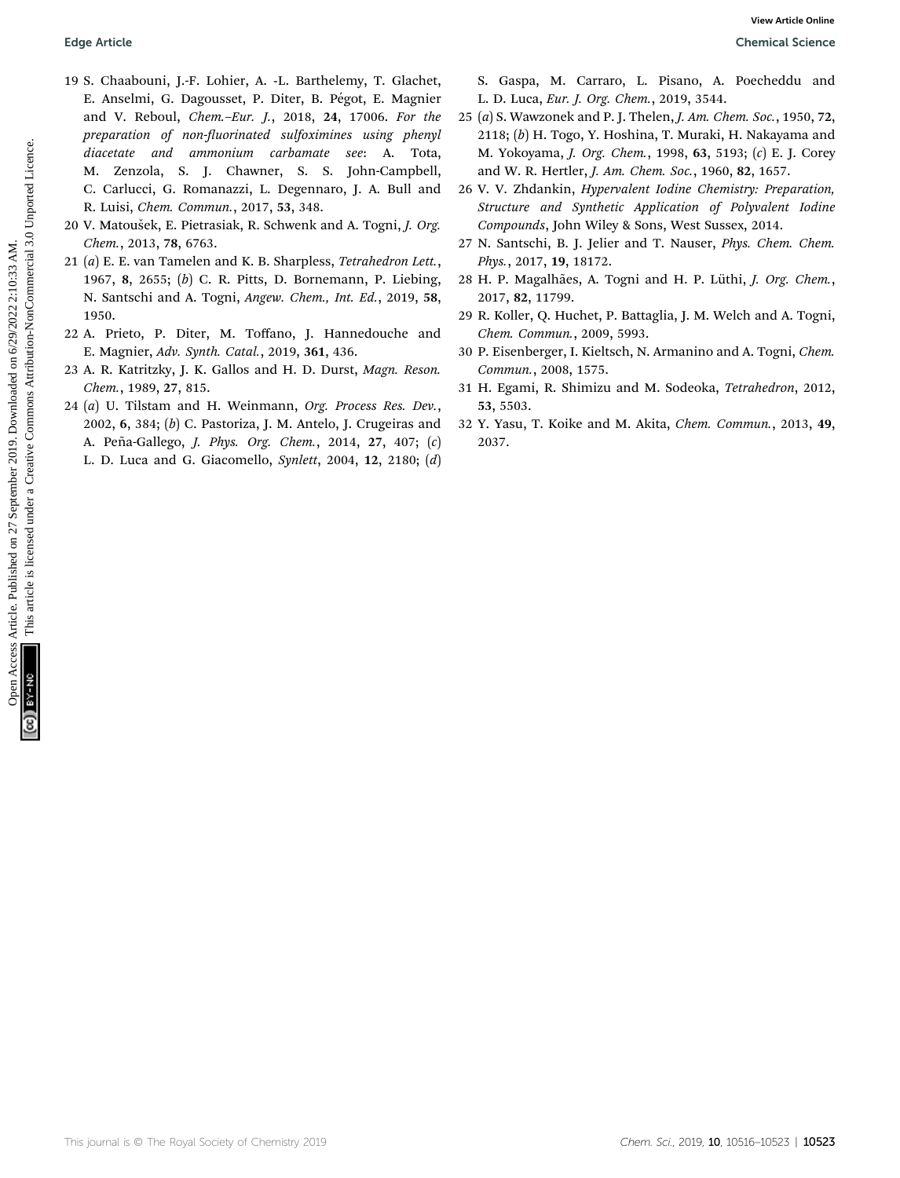19 S. Chaabouni, J.-F. Lohier, A. -L. Barthelemy, T. Glachet, E. Anselmi, G. Dagousset, P. Diter, B. Pégot, E. Magnier and V. Reboul, *Chem.–Eur. J.*, 2018, **24**, 17006. *For the preparation of non-fluorinated sulfoximines using phenyl diacetate and ammonium carbamate see*: A. Tota, M. Zenzola, S. J. Chawner, S. S. John-Campbell, C. Carlucci, G. Romanazzi, L. Degennaro, J. A. Bull and R. Luisi, *Chem. Commun.*, 2017, **53**, 348.

20 V. Matoušek, E. Pietrasiak, R. Schwenk and A. Togni, *J. Org. Chem.*, 2013, **78**, 6763.

21 (*a*) E. E. van Tamelen and K. B. Sharpless, *Tetrahedron Lett.*, 1967, **8**, 2655; (*b*) C. R. Pitts, D. Bornemann, P. Liebing, N. Santschi and A. Togni, *Angew. Chem., Int. Ed.*, 2019, **58**, 1950.

22 A. Prieto, P. Diter, M. Toffano, J. Hannedouche and E. Magnier, *Adv. Synth. Catal.*, 2019, **361**, 436.

23 A. R. Katritzky, J. K. Gallos and H. D. Durst, *Magn. Reson. Chem.*, 1989, **27**, 815.

24 (*a*) U. Tilstam and H. Weinmann, *Org. Process Res. Dev.*, 2002, **6**, 384; (*b*) C. Pastoriza, J. M. Antelo, J. Crugeiras and A. Peña-Gallego, *J. Phys. Org. Chem.*, 2014, **27**, 407; (*c*) L. D. Luca and G. Giacomello, *Synlett*, 2004, **12**, 2180; (*d*) S. Gaspa, M. Carraro, L. Pisano, A. Poecheddu and L. D. Luca, *Eur. J. Org. Chem.*, 2019, 3544.

25 (*a*) S. Wawzonek and P. J. Thelen, *J. Am. Chem. Soc.*, 1950, **72**, 2118; (*b*) H. Togo, Y. Hoshina, T. Muraki, H. Nakayama and M. Yokoyama, *J. Org. Chem.*, 1998, **63**, 5193; (*c*) E. J. Corey and W. R. Hertler, *J. Am. Chem. Soc.*, 1960, **82**, 1657.

26 V. V. Zhdankin, *Hypervalent Iodine Chemistry: Preparation, Structure and Synthetic Application of Polyvalent Iodine Compounds*, John Wiley & Sons, West Sussex, 2014.

27 N. Santschi, B. J. Jelier and T. Nauser, *Phys. Chem. Chem. Phys.*, 2017, **19**, 18172.

28 H. P. Magalhães, A. Togni and H. P. Lüthi, *J. Org. Chem.*, 2017, **82**, 11799.

29 R. Koller, Q. Huchet, P. Battaglia, J. M. Welch and A. Togni, *Chem. Commun.*, 2009, 5993.

30 P. Eisenberger, I. Kieltsch, N. Armanino and A. Togni, *Chem. Commun.*, 2008, 1575.

31 H. Egami, R. Shimizu and M. Sodeoka, *Tetrahedron*, 2012, **53**, 5503.

32 Y. Yasu, T. Koike and M. Akita, *Chem. Commun.*, 2013, **49**, 2037.